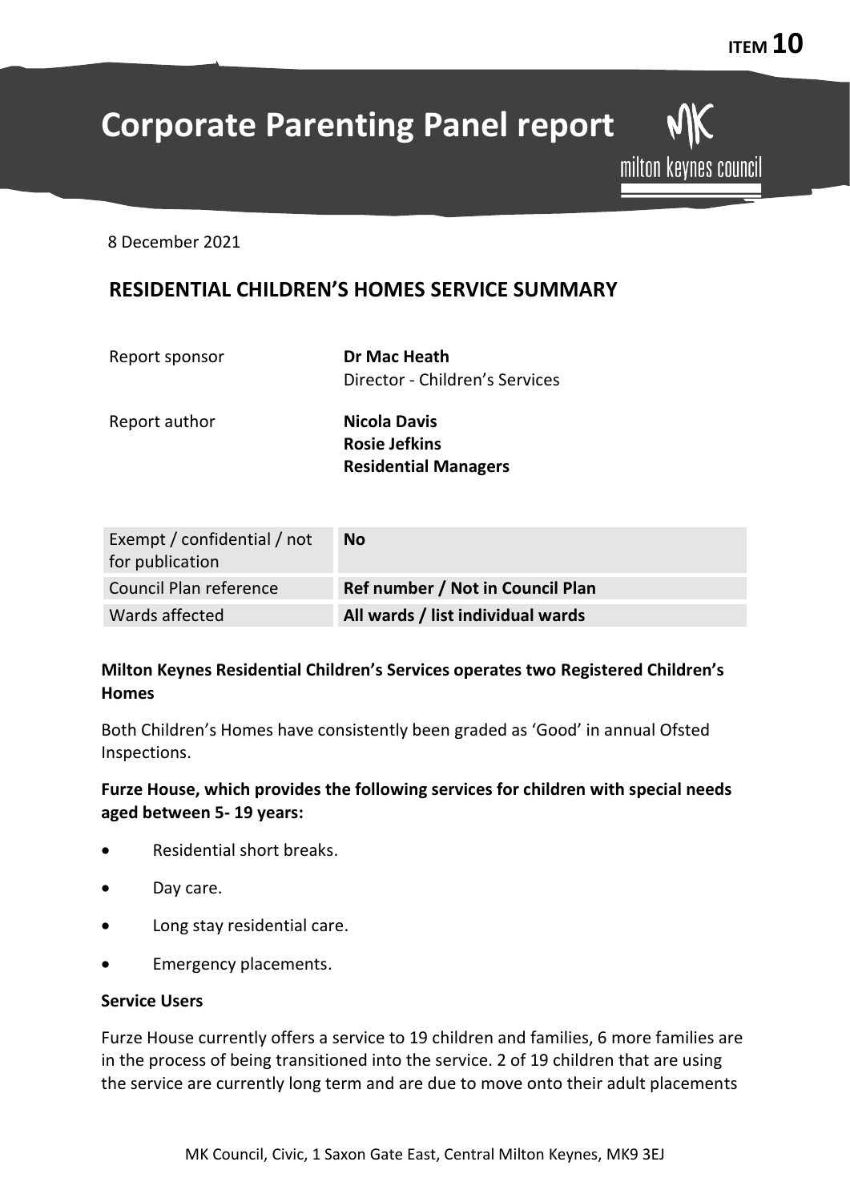ITEM 10

# Corporate Parenting Panel report

milton keynes council

8 December 2021

## RESIDENTIAL CHILDREN'S HOMES SERVICE SUMMARY

| | |
|---|---|
| Report sponsor | **Dr Mac Heath**<br>Director - Children's Services |
| Report author | **Nicola Davis**<br>**Rosie Jefkins**<br>**Residential Managers** |

| | |
|---|---|
| Exempt / confidential / not for publication | **No** |
| Council Plan reference | **Ref number / Not in Council Plan** |
| Wards affected | **All wards / list individual wards** |

**Milton Keynes Residential Children's Services operates two Registered Children's Homes**

Both Children's Homes have consistently been graded as 'Good' in annual Ofsted Inspections.

**Furze House, which provides the following services for children with special needs aged between 5- 19 years:**

- Residential short breaks.
- Day care.
- Long stay residential care.
- Emergency placements.

**Service Users**

Furze House currently offers a service to 19 children and families, 6 more families are in the process of being transitioned into the service. 2 of 19 children that are using the service are currently long term and are due to move onto their adult placements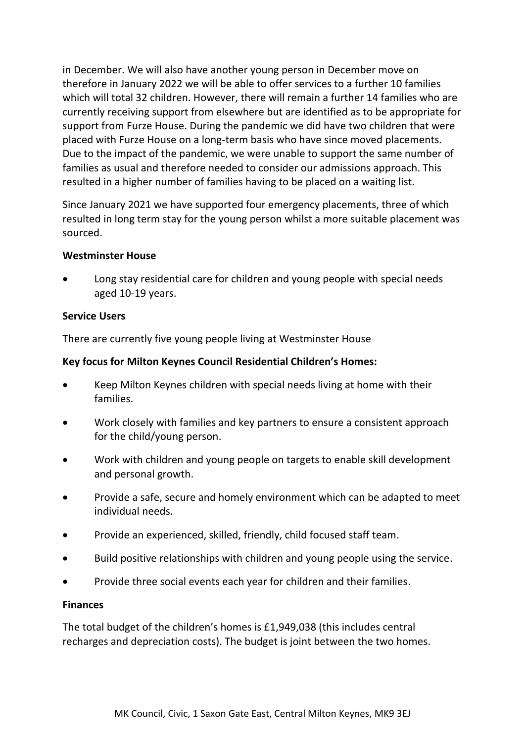in December. We will also have another young person in December move on therefore in January 2022 we will be able to offer services to a further 10 families which will total 32 children. However, there will remain a further 14 families who are currently receiving support from elsewhere but are identified as to be appropriate for support from Furze House. During the pandemic we did have two children that were placed with Furze House on a long-term basis who have since moved placements. Due to the impact of the pandemic, we were unable to support the same number of families as usual and therefore needed to consider our admissions approach. This resulted in a higher number of families having to be placed on a waiting list.

Since January 2021 we have supported four emergency placements, three of which resulted in long term stay for the young person whilst a more suitable placement was sourced.

**Westminster House**

- Long stay residential care for children and young people with special needs aged 10-19 years.

**Service Users**

There are currently five young people living at Westminster House

**Key focus for Milton Keynes Council Residential Children's Homes:**

- Keep Milton Keynes children with special needs living at home with their families.
- Work closely with families and key partners to ensure a consistent approach for the child/young person.
- Work with children and young people on targets to enable skill development and personal growth.
- Provide a safe, secure and homely environment which can be adapted to meet individual needs.
- Provide an experienced, skilled, friendly, child focused staff team.
- Build positive relationships with children and young people using the service.
- Provide three social events each year for children and their families.

**Finances**

The total budget of the children's homes is £1,949,038 (this includes central recharges and depreciation costs). The budget is joint between the two homes.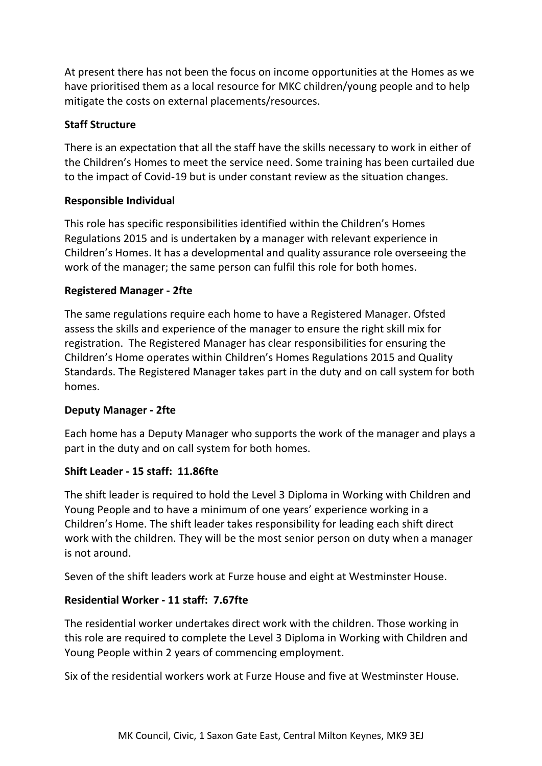At present there has not been the focus on income opportunities at the Homes as we have prioritised them as a local resource for MKC children/young people and to help mitigate the costs on external placements/resources.

**Staff Structure**

There is an expectation that all the staff have the skills necessary to work in either of the Children's Homes to meet the service need. Some training has been curtailed due to the impact of Covid-19 but is under constant review as the situation changes.

**Responsible Individual**

This role has specific responsibilities identified within the Children's Homes Regulations 2015 and is undertaken by a manager with relevant experience in Children's Homes. It has a developmental and quality assurance role overseeing the work of the manager; the same person can fulfil this role for both homes.

**Registered Manager - 2fte**

The same regulations require each home to have a Registered Manager. Ofsted assess the skills and experience of the manager to ensure the right skill mix for registration. The Registered Manager has clear responsibilities for ensuring the Children's Home operates within Children's Homes Regulations 2015 and Quality Standards. The Registered Manager takes part in the duty and on call system for both homes.

**Deputy Manager - 2fte**

Each home has a Deputy Manager who supports the work of the manager and plays a part in the duty and on call system for both homes.

**Shift Leader - 15 staff: 11.86fte**

The shift leader is required to hold the Level 3 Diploma in Working with Children and Young People and to have a minimum of one years' experience working in a Children's Home. The shift leader takes responsibility for leading each shift direct work with the children. They will be the most senior person on duty when a manager is not around.

Seven of the shift leaders work at Furze house and eight at Westminster House.

**Residential Worker - 11 staff: 7.67fte**

The residential worker undertakes direct work with the children. Those working in this role are required to complete the Level 3 Diploma in Working with Children and Young People within 2 years of commencing employment.

Six of the residential workers work at Furze House and five at Westminster House.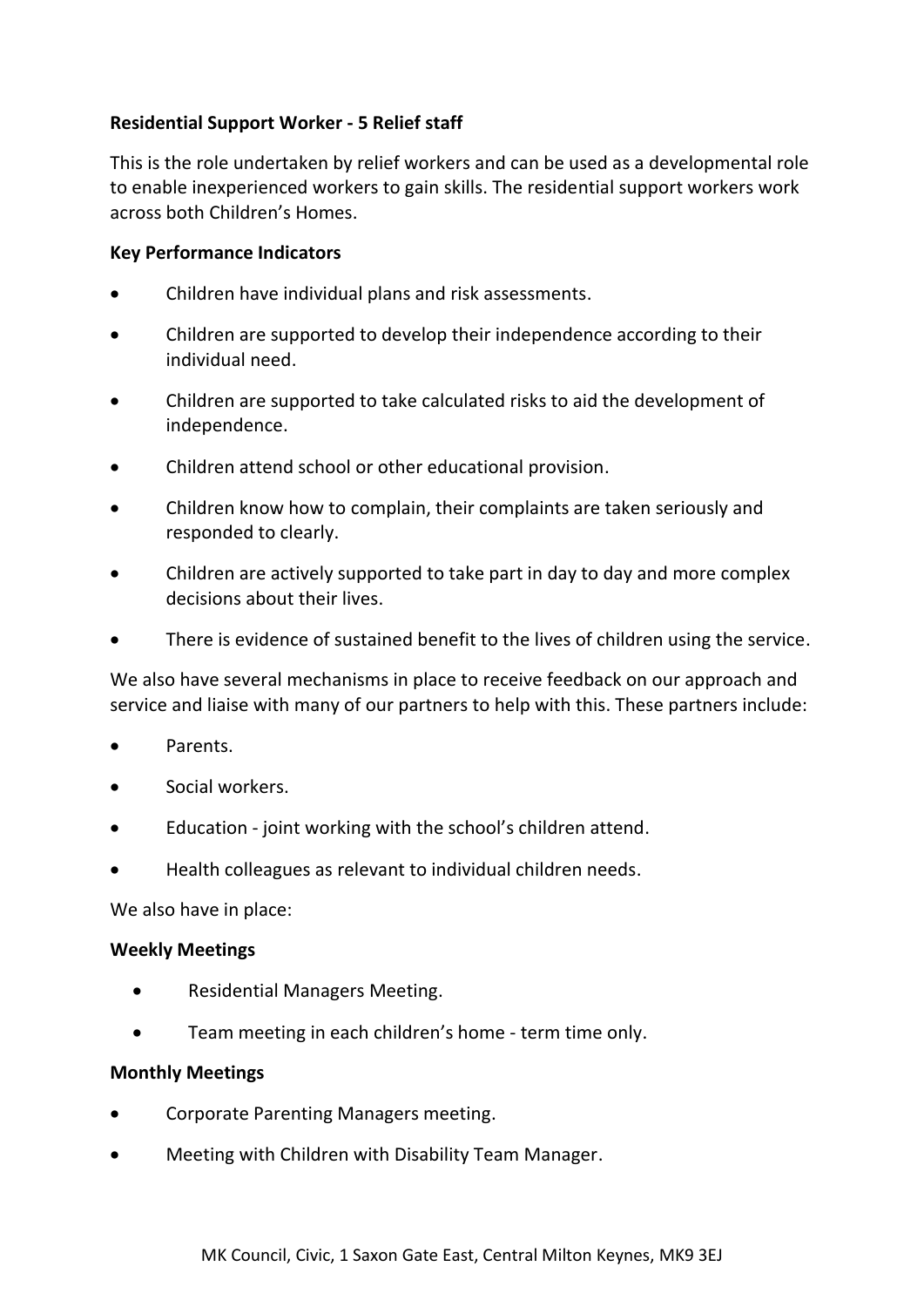**Residential Support Worker - 5 Relief staff**

This is the role undertaken by relief workers and can be used as a developmental role to enable inexperienced workers to gain skills. The residential support workers work across both Children's Homes.

**Key Performance Indicators**

- Children have individual plans and risk assessments.
- Children are supported to develop their independence according to their individual need.
- Children are supported to take calculated risks to aid the development of independence.
- Children attend school or other educational provision.
- Children know how to complain, their complaints are taken seriously and responded to clearly.
- Children are actively supported to take part in day to day and more complex decisions about their lives.
- There is evidence of sustained benefit to the lives of children using the service.

We also have several mechanisms in place to receive feedback on our approach and service and liaise with many of our partners to help with this. These partners include:

- Parents.
- Social workers.
- Education - joint working with the school's children attend.
- Health colleagues as relevant to individual children needs.

We also have in place:

**Weekly Meetings**

- Residential Managers Meeting.
- Team meeting in each children's home - term time only.

**Monthly Meetings**

- Corporate Parenting Managers meeting.
- Meeting with Children with Disability Team Manager.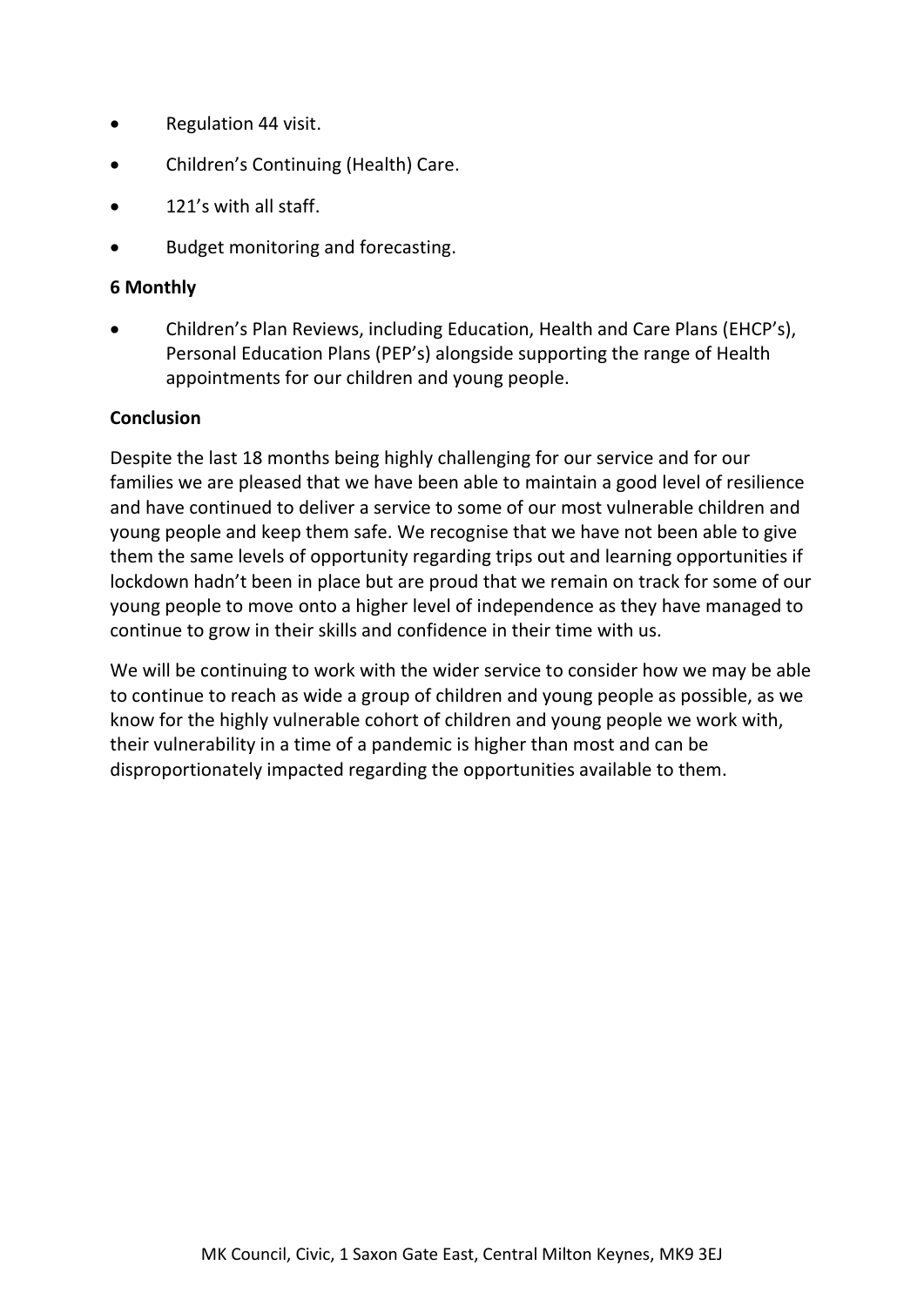- Regulation 44 visit.
- Children's Continuing (Health) Care.
- 121's with all staff.
- Budget monitoring and forecasting.

**6 Monthly**

- Children's Plan Reviews, including Education, Health and Care Plans (EHCP's), Personal Education Plans (PEP's) alongside supporting the range of Health appointments for our children and young people.

**Conclusion**

Despite the last 18 months being highly challenging for our service and for our families we are pleased that we have been able to maintain a good level of resilience and have continued to deliver a service to some of our most vulnerable children and young people and keep them safe. We recognise that we have not been able to give them the same levels of opportunity regarding trips out and learning opportunities if lockdown hadn't been in place but are proud that we remain on track for some of our young people to move onto a higher level of independence as they have managed to continue to grow in their skills and confidence in their time with us.

We will be continuing to work with the wider service to consider how we may be able to continue to reach as wide a group of children and young people as possible, as we know for the highly vulnerable cohort of children and young people we work with, their vulnerability in a time of a pandemic is higher than most and can be disproportionately impacted regarding the opportunities available to them.